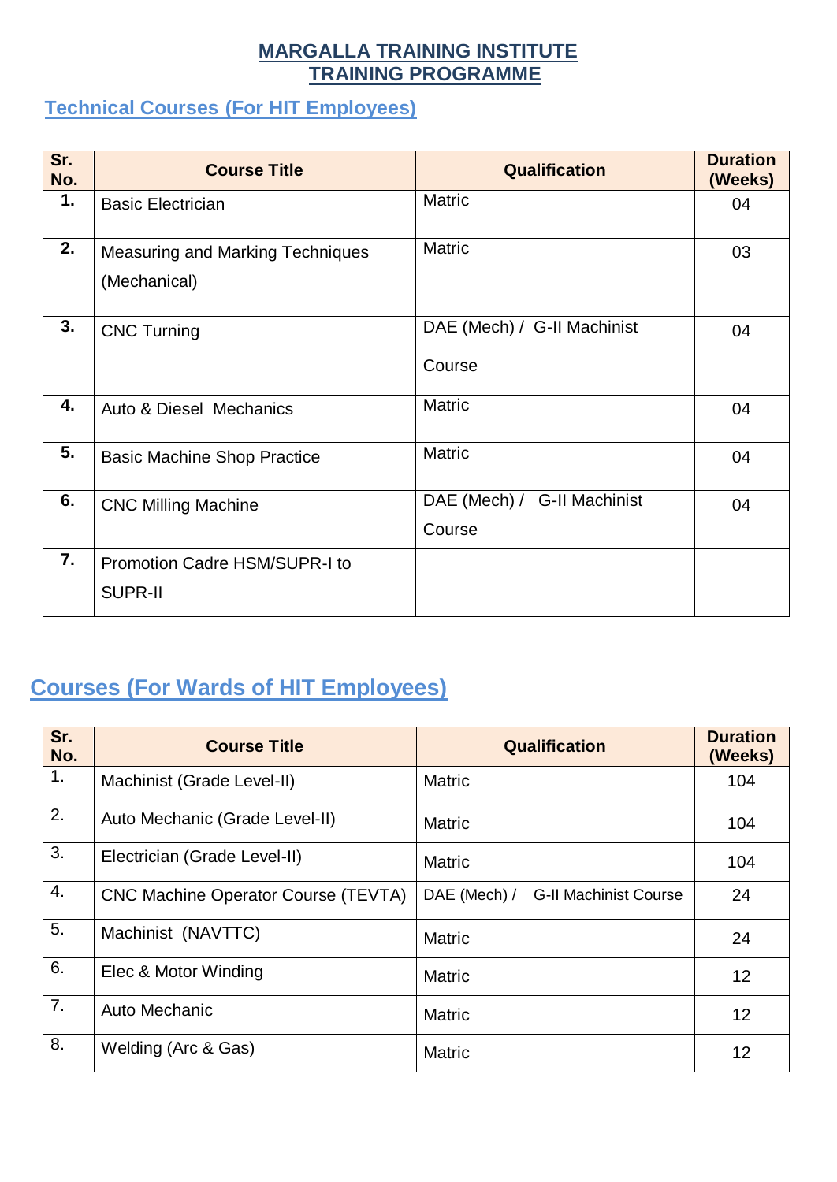# MARGALLA TRAINING INSTITUTE
# TRAINING PROGRAMME

## Technical Courses (For HIT Employees)

| Sr. No. | Course Title | Qualification | Duration (Weeks) |
|---|---|---|---|
| 1. | Basic Electrician | Matric | 04 |
| 2. | Measuring and Marking Techniques (Mechanical) | Matric | 03 |
| 3. | CNC Turning | DAE (Mech) / G-II Machinist Course | 04 |
| 4. | Auto & Diesel Mechanics | Matric | 04 |
| 5. | Basic Machine Shop Practice | Matric | 04 |
| 6. | CNC Milling Machine | DAE (Mech) / G-II Machinist Course | 04 |
| 7. | Promotion Cadre HSM/SUPR-I to SUPR-II | | |

## Courses (For Wards of HIT Employees)

| Sr. No. | Course Title | Qualification | Duration (Weeks) |
|---|---|---|---|
| 1. | Machinist (Grade Level-II) | Matric | 104 |
| 2. | Auto Mechanic (Grade Level-II) | Matric | 104 |
| 3. | Electrician (Grade Level-II) | Matric | 104 |
| 4. | CNC Machine Operator Course (TEVTA) | DAE (Mech) / G-II Machinist Course | 24 |
| 5. | Machinist (NAVTTC) | Matric | 24 |
| 6. | Elec & Motor Winding | Matric | 12 |
| 7. | Auto Mechanic | Matric | 12 |
| 8. | Welding (Arc & Gas) | Matric | 12 |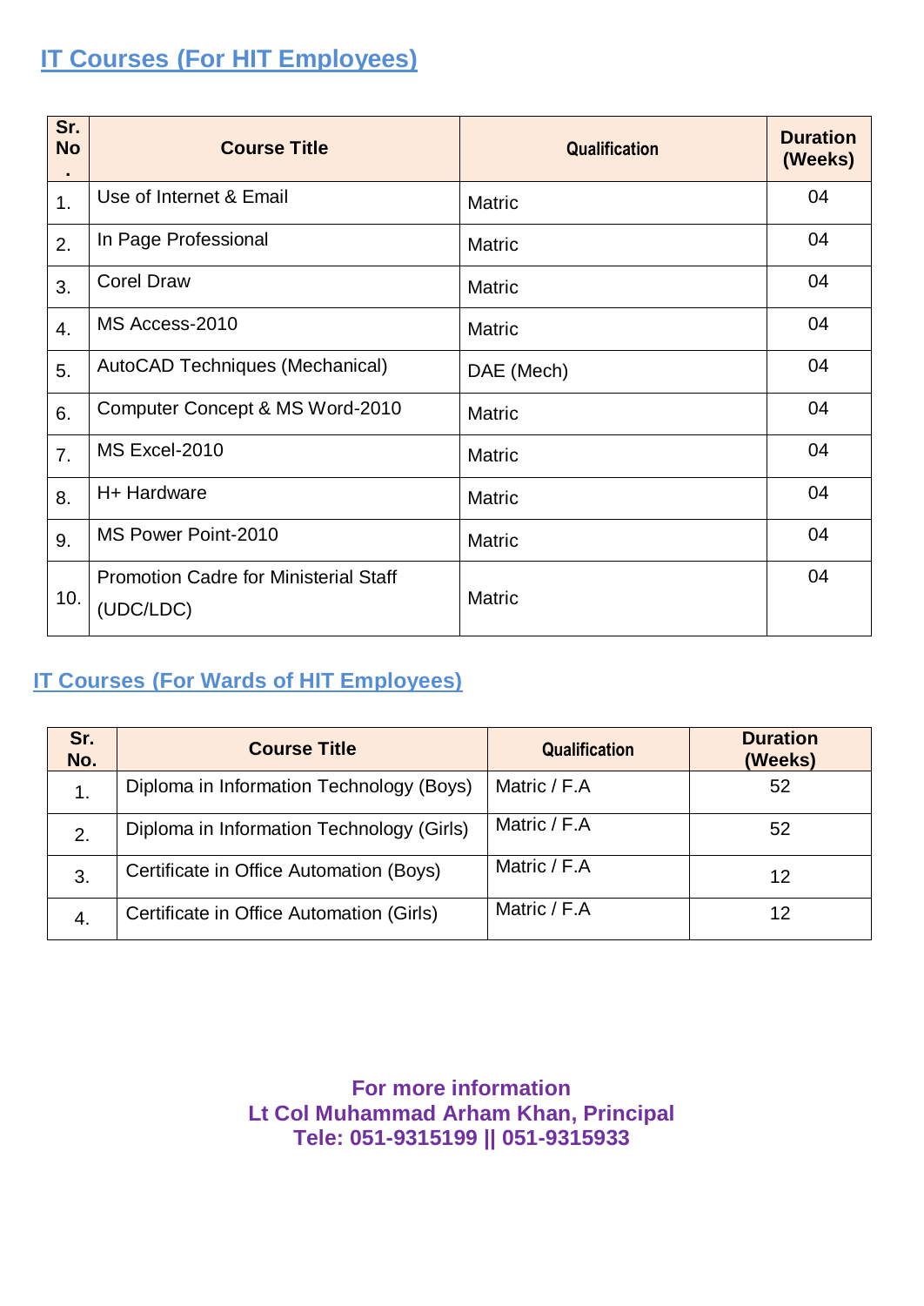## IT Courses (For HIT Employees)

| Sr. No. | Course Title | Qualification | Duration (Weeks) |
|---|---|---|---|
| 1. | Use of Internet & Email | Matric | 04 |
| 2. | In Page Professional | Matric | 04 |
| 3. | Corel Draw | Matric | 04 |
| 4. | MS Access-2010 | Matric | 04 |
| 5. | AutoCAD Techniques (Mechanical) | DAE (Mech) | 04 |
| 6. | Computer Concept & MS Word-2010 | Matric | 04 |
| 7. | MS Excel-2010 | Matric | 04 |
| 8. | H+ Hardware | Matric | 04 |
| 9. | MS Power Point-2010 | Matric | 04 |
| 10. | Promotion Cadre for Ministerial Staff (UDC/LDC) | Matric | 04 |

## IT Courses (For Wards of HIT Employees)

| Sr. No. | Course Title | Qualification | Duration (Weeks) |
|---|---|---|---|
| 1. | Diploma in Information Technology (Boys) | Matric / F.A | 52 |
| 2. | Diploma in Information Technology (Girls) | Matric / F.A | 52 |
| 3. | Certificate in Office Automation (Boys) | Matric / F.A | 12 |
| 4. | Certificate in Office Automation (Girls) | Matric / F.A | 12 |

**For more information**
**Lt Col Muhammad Arham Khan, Principal**
**Tele: 051-9315199 || 051-9315933**